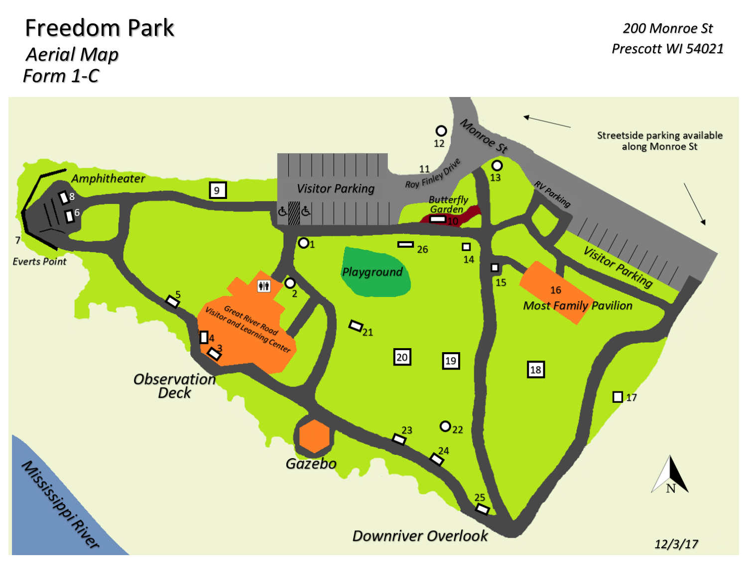# Freedom Park

*Aerial Map*

*Form 1-C*

*200 Monroe St*
*Prescott WI 54021*

Streetside parking available along Monroe St

Monroe St

Roy Finley Drive

RV Parking

Visitor Parking

Visitor Parking

Butterfly Garden

Amphitheater

Everts Point

Playground

Great River Road Visitor and Learning Center

Most Family Pavilion

Observation Deck

Gazebo

Downriver Overlook

Mississippi River

1 2 3 4 5 6 7 8 9 10 11 12 13 14 15 16 17 18 19 20 21 22 23 24 25 26

N

12/3/17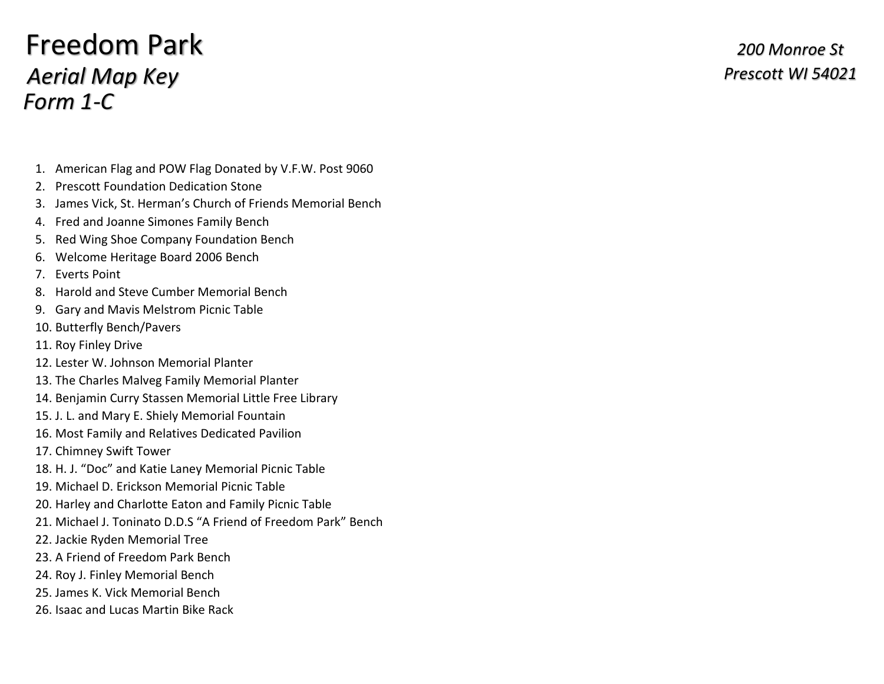# Freedom Park

*Aerial Map Key*

*Form 1-C*

*200 Monroe St*
*Prescott WI 54021*

1. American Flag and POW Flag Donated by V.F.W. Post 9060
2. Prescott Foundation Dedication Stone
3. James Vick, St. Herman's Church of Friends Memorial Bench
4. Fred and Joanne Simones Family Bench
5. Red Wing Shoe Company Foundation Bench
6. Welcome Heritage Board 2006 Bench
7. Everts Point
8. Harold and Steve Cumber Memorial Bench
9. Gary and Mavis Melstrom Picnic Table
10. Butterfly Bench/Pavers
11. Roy Finley Drive
12. Lester W. Johnson Memorial Planter
13. The Charles Malveg Family Memorial Planter
14. Benjamin Curry Stassen Memorial Little Free Library
15. J. L. and Mary E. Shiely Memorial Fountain
16. Most Family and Relatives Dedicated Pavilion
17. Chimney Swift Tower
18. H. J. "Doc" and Katie Laney Memorial Picnic Table
19. Michael D. Erickson Memorial Picnic Table
20. Harley and Charlotte Eaton and Family Picnic Table
21. Michael J. Toninato D.D.S "A Friend of Freedom Park" Bench
22. Jackie Ryden Memorial Tree
23. A Friend of Freedom Park Bench
24. Roy J. Finley Memorial Bench
25. James K. Vick Memorial Bench
26. Isaac and Lucas Martin Bike Rack